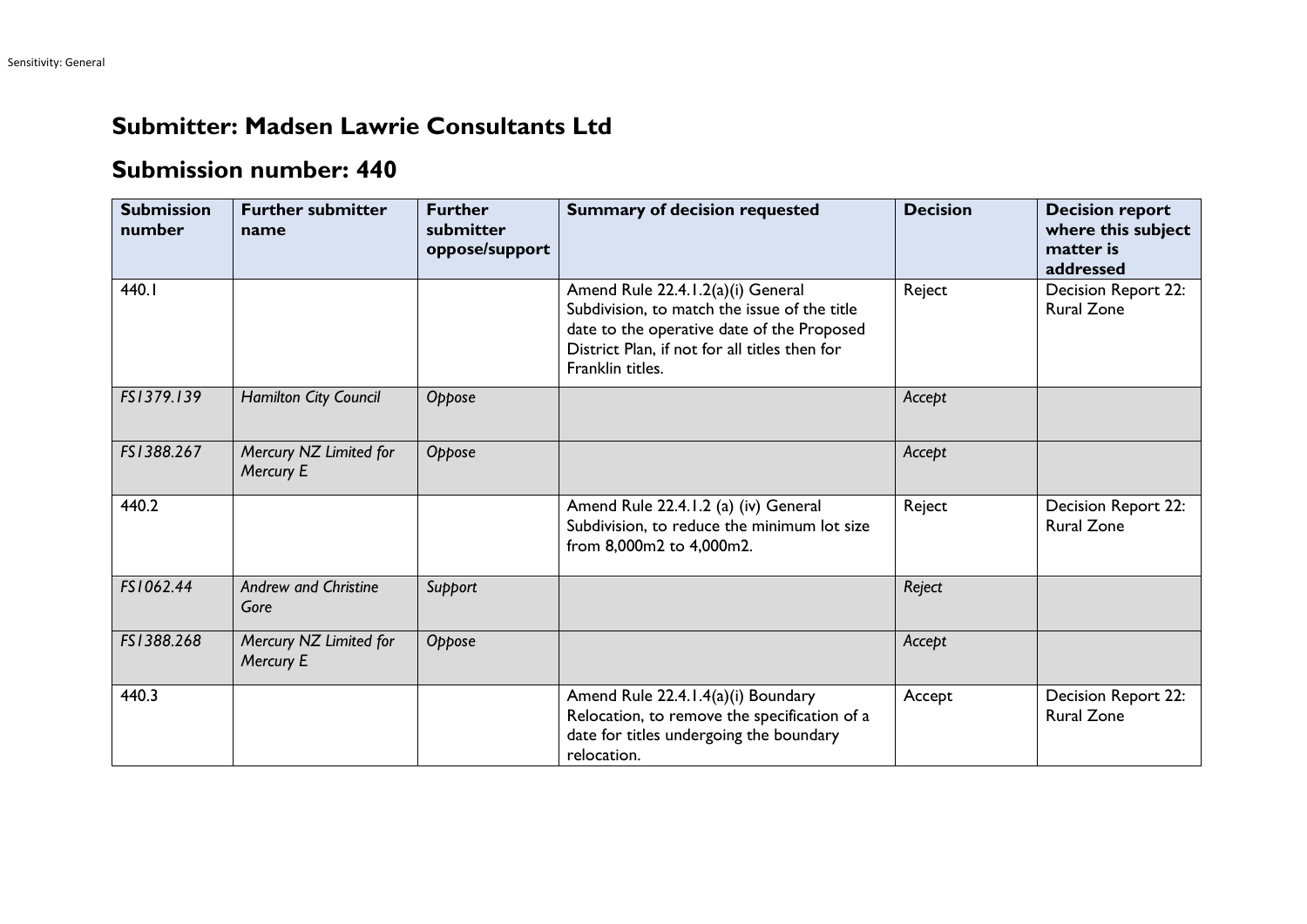## Submitter: Madsen Lawrie Consultants Ltd

## Submission number: 440

| Submission number | Further submitter name | Further submitter oppose/support | Summary of decision requested | Decision | Decision report where this subject matter is addressed |
|---|---|---|---|---|---|
| 440.1 | | | Amend Rule 22.4.1.2(a)(i) General Subdivision, to match the issue of the title date to the operative date of the Proposed District Plan, if not for all titles then for Franklin titles. | Reject | Decision Report 22: Rural Zone |
| *FS1379.139* | *Hamilton City Council* | *Oppose* | | *Accept* | |
| *FS1388.267* | *Mercury NZ Limited for Mercury E* | *Oppose* | | *Accept* | |
| 440.2 | | | Amend Rule 22.4.1.2 (a) (iv) General Subdivision, to reduce the minimum lot size from 8,000m2 to 4,000m2. | Reject | Decision Report 22: Rural Zone |
| *FS1062.44* | *Andrew and Christine Gore* | *Support* | | *Reject* | |
| *FS1388.268* | *Mercury NZ Limited for Mercury E* | *Oppose* | | *Accept* | |
| 440.3 | | | Amend Rule 22.4.1.4(a)(i) Boundary Relocation, to remove the specification of a date for titles undergoing the boundary relocation. | Accept | Decision Report 22: Rural Zone |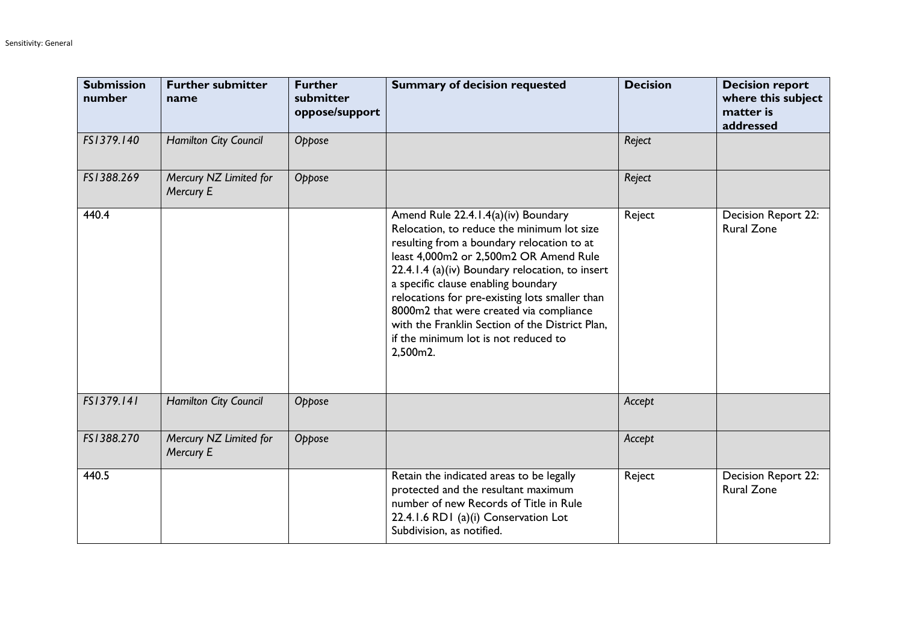| Submission number | Further submitter name | Further submitter oppose/support | Summary of decision requested | Decision | Decision report where this subject matter is addressed |
|---|---|---|---|---|---|
| *FS1379.140* | *Hamilton City Council* | *Oppose* | | *Reject* | |
| *FS1388.269* | *Mercury NZ Limited for Mercury E* | *Oppose* | | *Reject* | |
| 440.4 | | | Amend Rule 22.4.1.4(a)(iv) Boundary Relocation, to reduce the minimum lot size resulting from a boundary relocation to at least 4,000m2 or 2,500m2 OR Amend Rule 22.4.1.4 (a)(iv) Boundary relocation, to insert a specific clause enabling boundary relocations for pre-existing lots smaller than 8000m2 that were created via compliance with the Franklin Section of the District Plan, if the minimum lot is not reduced to 2,500m2. | Reject | Decision Report 22: Rural Zone |
| *FS1379.141* | *Hamilton City Council* | *Oppose* | | *Accept* | |
| *FS1388.270* | *Mercury NZ Limited for Mercury E* | *Oppose* | | *Accept* | |
| 440.5 | | | Retain the indicated areas to be legally protected and the resultant maximum number of new Records of Title in Rule 22.4.1.6 RD1 (a)(i) Conservation Lot Subdivision, as notified. | Reject | Decision Report 22: Rural Zone |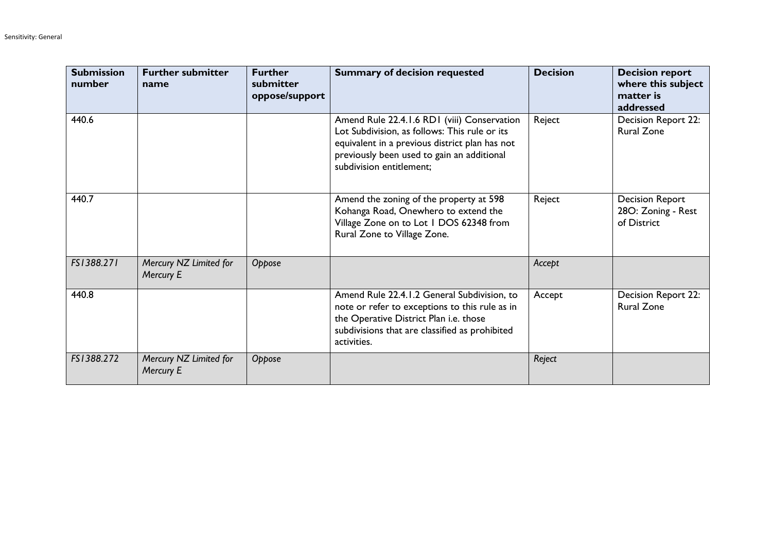| Submission number | Further submitter name | Further submitter oppose/support | Summary of decision requested | Decision | Decision report where this subject matter is addressed |
|---|---|---|---|---|---|
| 440.6 | | | Amend Rule 22.4.1.6 RD1 (viii) Conservation Lot Subdivision, as follows: This rule or its equivalent in a previous district plan has not previously been used to gain an additional subdivision entitlement; | Reject | Decision Report 22: Rural Zone |
| 440.7 | | | Amend the zoning of the property at 598 Kohanga Road, Onewhero to extend the Village Zone on to Lot 1 DOS 62348 from Rural Zone to Village Zone. | Reject | Decision Report 28O: Zoning - Rest of District |
| *FS1388.271* | *Mercury NZ Limited for Mercury E* | *Oppose* | | *Accept* | |
| 440.8 | | | Amend Rule 22.4.1.2 General Subdivision, to note or refer to exceptions to this rule as in the Operative District Plan i.e. those subdivisions that are classified as prohibited activities. | Accept | Decision Report 22: Rural Zone |
| *FS1388.272* | *Mercury NZ Limited for Mercury E* | *Oppose* | | *Reject* | |